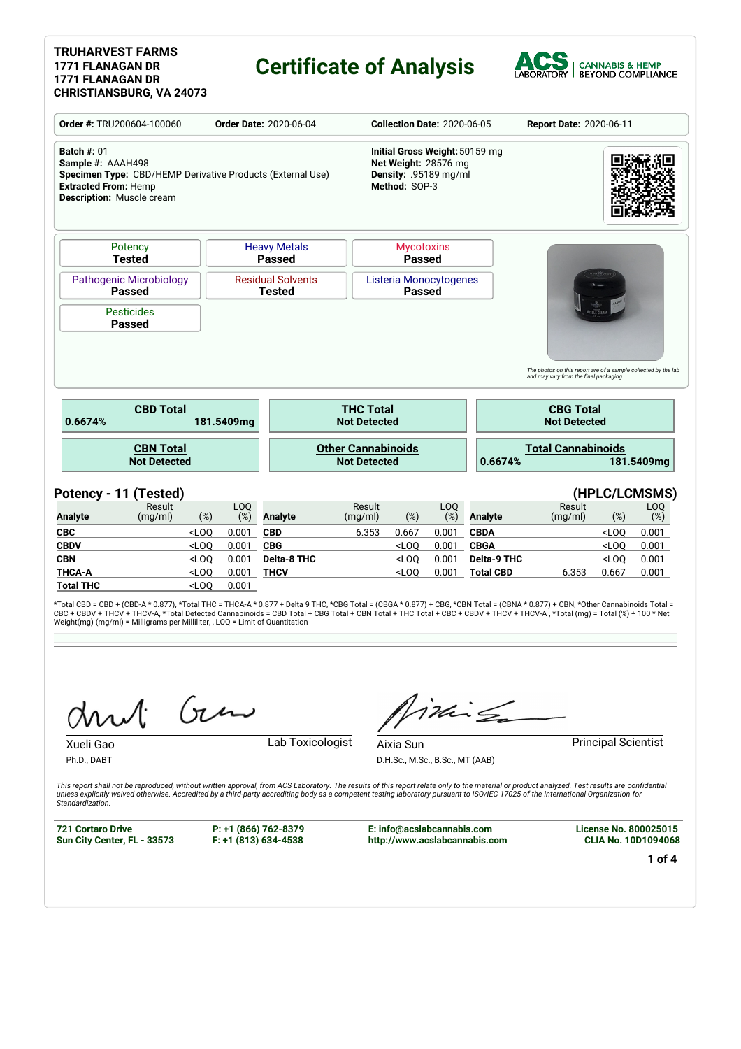**TRUHARVEST FARMS**
**1771 FLANAGAN DR**
**1771 FLANAGAN DR**
**CHRISTIANSBURG, VA 24073**

# Certificate of Analysis

ACS LABORATORY | CANNABIS & HEMP BEYOND COMPLIANCE

**Order #:** TRU200604-100060 **Order Date:** 2020-06-04 **Collection Date:** 2020-06-05 **Report Date:** 2020-06-11

**Batch #:** 01
**Sample #:** AAAH498
**Specimen Type:** CBD/HEMP Derivative Products (External Use)
**Extracted From:** Hemp
**Description:** Muscle cream

**Initial Gross Weight:** 50159 mg
**Net Weight:** 28576 mg
**Density:** .95189 mg/ml
**Method:** SOP-3

| Test | Status |
|---|---|
| Potency | **Tested** |
| Heavy Metals | **Passed** |
| Mycotoxins | **Passed** |
| Pathogenic Microbiology | **Passed** |
| Residual Solvents | **Tested** |
| Listeria Monocytogenes | **Passed** |
| Pesticides | **Passed** |

*The photos on this report are of a sample collected by the lab and may vary from the final packaging.*

| CBD Total | THC Total | CBG Total |
|---|---|---|
| 0.6674% 181.5409mg | Not Detected | Not Detected |

| CBN Total | Other Cannabinoids | Total Cannabinoids |
|---|---|---|
| Not Detected | Not Detected | 0.6674% 181.5409mg |

## Potency - 11 (Tested) (HPLC/LCMSMS)

| Analyte | Result (mg/ml) | (%) | LOQ (%) | Analyte | Result (mg/ml) | (%) | LOQ (%) | Analyte | Result (mg/ml) | (%) | LOQ (%) |
|---|---|---|---|---|---|---|---|---|---|---|---|
| **CBC** | | <LOQ | 0.001 | **CBD** | 6.353 | 0.667 | 0.001 | **CBDA** | | <LOQ | 0.001 |
| **CBDV** | | <LOQ | 0.001 | **CBG** | | <LOQ | 0.001 | **CBGA** | | <LOQ | 0.001 |
| **CBN** | | <LOQ | 0.001 | **Delta-8 THC** | | <LOQ | 0.001 | **Delta-9 THC** | | <LOQ | 0.001 |
| **THCA-A** | | <LOQ | 0.001 | **THCV** | | <LOQ | 0.001 | **Total CBD** | 6.353 | 0.667 | 0.001 |
| **Total THC** | | <LOQ | 0.001 | | | | | | | | |

*Total CBD = CBD + (CBD-A * 0.877), *Total THC = THCA-A * 0.877 + Delta 9 THC, *CBG Total = (CBGA * 0.877) + CBG, *CBN Total = (CBNA * 0.877) + CBN, *Other Cannabinoids Total = CBC + CBDV + THCV + THCV-A, *Total Detected Cannabinoids = CBD Total + CBG Total + CBN Total + THC Total + CBC + CBDV + THCV + THCV-A , *Total (mg) = Total (%) ÷ 100 * Net Weight(mg) (mg/ml) = Milligrams per Milliliter, , LOQ = Limit of Quantitation

Xueli Gao — Lab Toxicologist
Ph.D., DABT

Aixia Sun — Principal Scientist
D.H.Sc., M.Sc., B.Sc., MT (AAB)

*This report shall not be reproduced, without written approval, from ACS Laboratory. The results of this report relate only to the material or product analyzed. Test results are confidential unless explicitly waived otherwise. Accredited by a third-party accrediting body as a competent testing laboratory pursuant to ISO/IEC 17025 of the International Organization for Standardization.*

**721 Cortaro Drive**
**Sun City Center, FL - 33573**

**P: +1 (866) 762-8379**
**F: +1 (813) 634-4538**

**E: info@acslabcannabis.com**
**http://www.acslabcannabis.com**

**License No. 800025015**
**CLIA No. 10D1094068**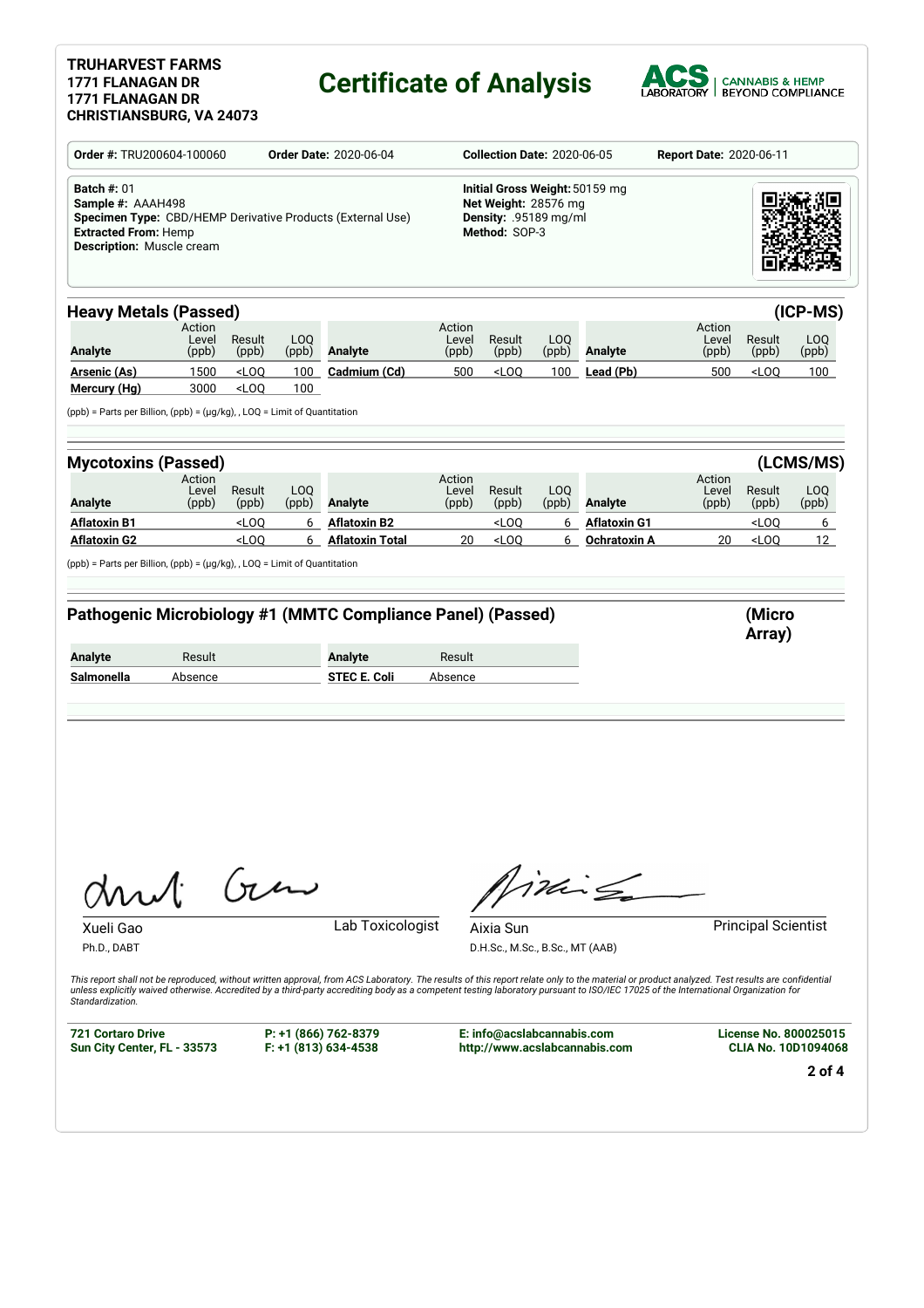**TRUHARVEST FARMS**
**1771 FLANAGAN DR**
**1771 FLANAGAN DR**
**CHRISTIANSBURG, VA 24073**

# Certificate of Analysis

ACS LABORATORY | CANNABIS & HEMP BEYOND COMPLIANCE

**Order #:** TRU200604-100060 **Order Date:** 2020-06-04 **Collection Date:** 2020-06-05 **Report Date:** 2020-06-11

**Batch #:** 01
**Sample #:** AAAH498
**Specimen Type:** CBD/HEMP Derivative Products (External Use)
**Extracted From:** Hemp
**Description:** Muscle cream

**Initial Gross Weight:** 50159 mg
**Net Weight:** 28576 mg
**Density:** .95189 mg/ml
**Method:** SOP-3

## Heavy Metals (Passed) (ICP-MS)

| Analyte | Action Level (ppb) | Result (ppb) | LOQ (ppb) | Analyte | Action Level (ppb) | Result (ppb) | LOQ (ppb) | Analyte | Action Level (ppb) | Result (ppb) | LOQ (ppb) |
|---|---|---|---|---|---|---|---|---|---|---|---|
| **Arsenic (As)** | 1500 | <LOQ | 100 | **Cadmium (Cd)** | 500 | <LOQ | 100 | **Lead (Pb)** | 500 | <LOQ | 100 |
| **Mercury (Hg)** | 3000 | <LOQ | 100 | | | | | | | | |

(ppb) = Parts per Billion, (ppb) = (µg/kg), , LOQ = Limit of Quantitation

## Mycotoxins (Passed) (LCMS/MS)

| Analyte | Action Level (ppb) | Result (ppb) | LOQ (ppb) | Analyte | Action Level (ppb) | Result (ppb) | LOQ (ppb) | Analyte | Action Level (ppb) | Result (ppb) | LOQ (ppb) |
|---|---|---|---|---|---|---|---|---|---|---|---|
| **Aflatoxin B1** | | <LOQ | 6 | **Aflatoxin B2** | | <LOQ | 6 | **Aflatoxin G1** | | <LOQ | 6 |
| **Aflatoxin G2** | | <LOQ | 6 | **Aflatoxin Total** | 20 | <LOQ | 6 | **Ochratoxin A** | 20 | <LOQ | 12 |

(ppb) = Parts per Billion, (ppb) = (µg/kg), , LOQ = Limit of Quantitation

## Pathogenic Microbiology #1 (MMTC Compliance Panel) (Passed) (Micro Array)

| Analyte | Result | Analyte | Result |
|---|---|---|---|
| **Salmonella** | Absence | **STEC E. Coli** | Absence |

Xueli Gao
Ph.D., DABT
Lab Toxicologist

Aixia Sun
D.H.Sc., M.Sc., B.Sc., MT (AAB)
Principal Scientist

*This report shall not be reproduced, without written approval, from ACS Laboratory. The results of this report relate only to the material or product analyzed. Test results are confidential unless explicitly waived otherwise. Accredited by a third-party accrediting body as a competent testing laboratory pursuant to ISO/IEC 17025 of the International Organization for Standardization.*

**721 Cortaro Drive**
**Sun City Center, FL - 33573**

**P: +1 (866) 762-8379**
**F: +1 (813) 634-4538**

**E: info@acslabcannabis.com**
**http://www.acslabcannabis.com**

**License No. 800025015**
**CLIA No. 10D1094068**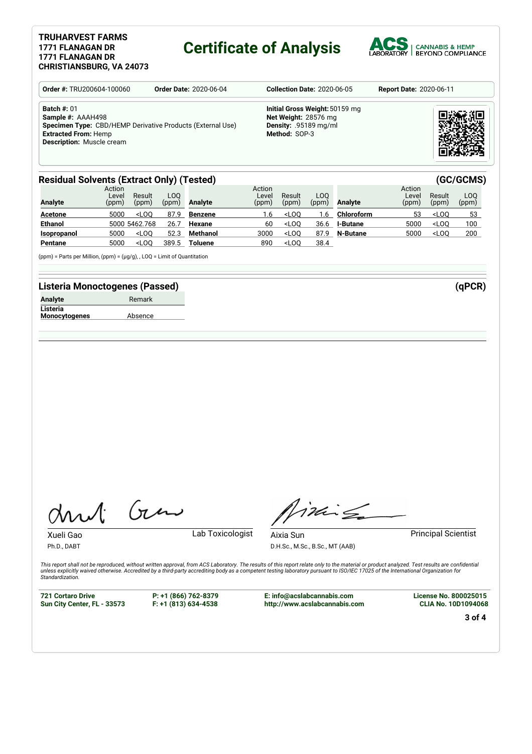**TRUHARVEST FARMS**
**1771 FLANAGAN DR**
**1771 FLANAGAN DR**
**CHRISTIANSBURG, VA 24073**

# Certificate of Analysis

ACS LABORATORY | CANNABIS & HEMP BEYOND COMPLIANCE

| **Order #:** TRU200604-100060 | **Order Date:** 2020-06-04 | **Collection Date:** 2020-06-05 | **Report Date:** 2020-06-11 |
|---|---|---|---|

**Batch #:** 01
**Sample #:** AAAH498
**Specimen Type:** CBD/HEMP Derivative Products (External Use)
**Extracted From:** Hemp
**Description:** Muscle cream

**Initial Gross Weight:** 50159 mg
**Net Weight:** 28576 mg
**Density:** .95189 mg/ml
**Method:** SOP-3

## Residual Solvents (Extract Only) (Tested) (GC/GCMS)

| Analyte | Action Level (ppm) | Result (ppm) | LOQ (ppm) | Analyte | Action Level (ppm) | Result (ppm) | LOQ (ppm) | Analyte | Action Level (ppm) | Result (ppm) | LOQ (ppm) |
|---|---|---|---|---|---|---|---|---|---|---|---|
| **Acetone** | 5000 | <LOQ | 87.9 | **Benzene** | 1.6 | <LOQ | 1.6 | **Chloroform** | 53 | <LOQ | 53 |
| **Ethanol** | 5000 | 5462.768 | 26.7 | **Hexane** | 60 | <LOQ | 36.6 | **I-Butane** | 5000 | <LOQ | 100 |
| **Isopropanol** | 5000 | <LOQ | 52.3 | **Methanol** | 3000 | <LOQ | 87.9 | **N-Butane** | 5000 | <LOQ | 200 |
| **Pentane** | 5000 | <LOQ | 389.5 | **Toluene** | 890 | <LOQ | 38.4 | | | | |

(ppm) = Parts per Million, (ppm) = (µg/g), , LOQ = Limit of Quantitation

## Listeria Monoctogenes (Passed) (qPCR)

| Analyte | Remark |
|---|---|
| **Listeria Monocytogenes** | Absence |

Xueli Gao
Ph.D., DABT
Lab Toxicologist

Aixia Sun
D.H.Sc., M.Sc., B.Sc., MT (AAB)
Principal Scientist

*This report shall not be reproduced, without written approval, from ACS Laboratory. The results of this report relate only to the material or product analyzed. Test results are confidential unless explicitly waived otherwise. Accredited by a third-party accrediting body as a competent testing laboratory pursuant to ISO/IEC 17025 of the International Organization for Standardization.*

**721 Cortaro Drive**
**Sun City Center, FL - 33573**

**P: +1 (866) 762-8379**
**F: +1 (813) 634-4538**

**E: info@acslabcannabis.com**
**http://www.acslabcannabis.com**

**License No. 800025015**
**CLIA No. 10D1094068**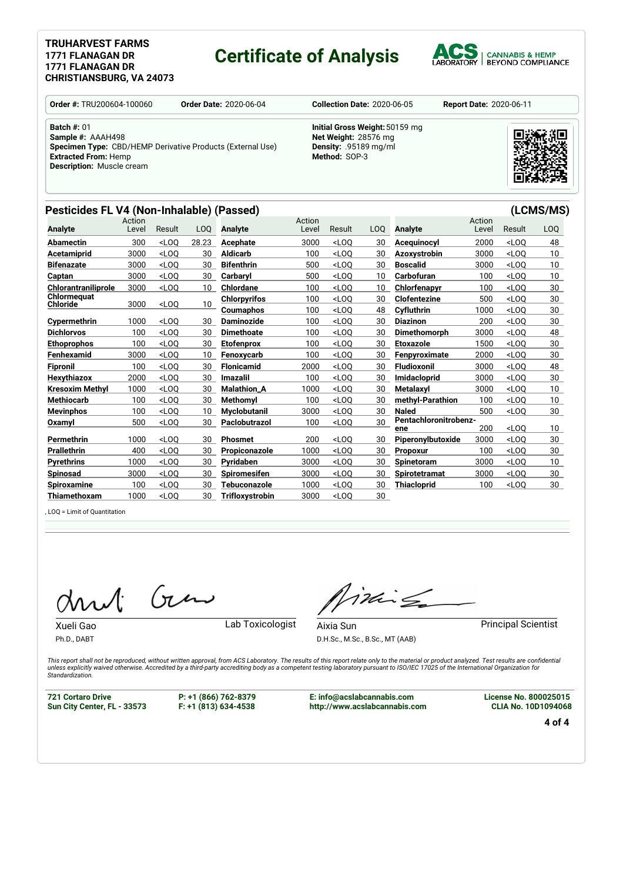TRUHARVEST FARMS
1771 FLANAGAN DR
1771 FLANAGAN DR
CHRISTIANSBURG, VA 24073

# Certificate of Analysis

ACS LABORATORY | CANNABIS & HEMP BEYOND COMPLIANCE

**Order #:** TRU200604-100060 **Order Date:** 2020-06-04 **Collection Date:** 2020-06-05 **Report Date:** 2020-06-11

**Batch #:** 01
**Sample #:** AAAH498
**Specimen Type:** CBD/HEMP Derivative Products (External Use)
**Extracted From:** Hemp
**Description:** Muscle cream

**Initial Gross Weight:** 50159 mg
**Net Weight:** 28576 mg
**Density:** .95189 mg/ml
**Method:** SOP-3

## Pesticides FL V4 (Non-Inhalable) (Passed) (LCMS/MS)

| Analyte | Action Level | Result | LOQ | Analyte | Action Level | Result | LOQ | Analyte | Action Level | Result | LOQ |
|---|---|---|---|---|---|---|---|---|---|---|---|
| **Abamectin** | 300 | <LOQ | 28.23 | **Acephate** | 3000 | <LOQ | 30 | **Acequinocyl** | 2000 | <LOQ | 48 |
| **Acetamiprid** | 3000 | <LOQ | 30 | **Aldicarb** | 100 | <LOQ | 30 | **Azoxystrobin** | 3000 | <LOQ | 10 |
| **Bifenazate** | 3000 | <LOQ | 30 | **Bifenthrin** | 500 | <LOQ | 30 | **Boscalid** | 3000 | <LOQ | 10 |
| **Captan** | 3000 | <LOQ | 30 | **Carbaryl** | 500 | <LOQ | 10 | **Carbofuran** | 100 | <LOQ | 10 |
| **Chlorantraniliprole** | 3000 | <LOQ | 10 | **Chlordane** | 100 | <LOQ | 10 | **Chlorfenapyr** | 100 | <LOQ | 30 |
| **Chlormequat Chloride** | 3000 | <LOQ | 10 | **Chlorpyrifos** | 100 | <LOQ | 30 | **Clofentezine** | 500 | <LOQ | 30 |
| | | | | **Coumaphos** | 100 | <LOQ | 48 | **Cyfluthrin** | 1000 | <LOQ | 30 |
| **Cypermethrin** | 1000 | <LOQ | 30 | **Daminozide** | 100 | <LOQ | 30 | **Diazinon** | 200 | <LOQ | 30 |
| **Dichlorvos** | 100 | <LOQ | 30 | **Dimethoate** | 100 | <LOQ | 30 | **Dimethomorph** | 3000 | <LOQ | 48 |
| **Ethoprophos** | 100 | <LOQ | 30 | **Etofenprox** | 100 | <LOQ | 30 | **Etoxazole** | 1500 | <LOQ | 30 |
| **Fenhexamid** | 3000 | <LOQ | 10 | **Fenoxycarb** | 100 | <LOQ | 30 | **Fenpyroximate** | 2000 | <LOQ | 30 |
| **Fipronil** | 100 | <LOQ | 30 | **Flonicamid** | 2000 | <LOQ | 30 | **Fludioxonil** | 3000 | <LOQ | 48 |
| **Hexythiazox** | 2000 | <LOQ | 30 | **Imazalil** | 100 | <LOQ | 30 | **Imidacloprid** | 3000 | <LOQ | 30 |
| **Kresoxim Methyl** | 1000 | <LOQ | 30 | **Malathion_A** | 1000 | <LOQ | 30 | **Metalaxyl** | 3000 | <LOQ | 10 |
| **Methiocarb** | 100 | <LOQ | 30 | **Methomyl** | 100 | <LOQ | 30 | **methyl-Parathion** | 100 | <LOQ | 10 |
| **Mevinphos** | 100 | <LOQ | 10 | **Myclobutanil** | 3000 | <LOQ | 30 | **Naled** | 500 | <LOQ | 30 |
| **Oxamyl** | 500 | <LOQ | 30 | **Paclobutrazol** | 100 | <LOQ | 30 | **Pentachloronitrobenzene** | 200 | <LOQ | 10 |
| **Permethrin** | 1000 | <LOQ | 30 | **Phosmet** | 200 | <LOQ | 30 | **Piperonylbutoxide** | 3000 | <LOQ | 30 |
| **Prallethrin** | 400 | <LOQ | 30 | **Propiconazole** | 1000 | <LOQ | 30 | **Propoxur** | 100 | <LOQ | 30 |
| **Pyrethrins** | 1000 | <LOQ | 30 | **Pyridaben** | 3000 | <LOQ | 30 | **Spinetoram** | 3000 | <LOQ | 10 |
| **Spinosad** | 3000 | <LOQ | 30 | **Spiromesifen** | 3000 | <LOQ | 30 | **Spirotetramat** | 3000 | <LOQ | 30 |
| **Spiroxamine** | 100 | <LOQ | 30 | **Tebuconazole** | 1000 | <LOQ | 30 | **Thiacloprid** | 100 | <LOQ | 30 |
| **Thiamethoxam** | 1000 | <LOQ | 30 | **Trifloxystrobin** | 3000 | <LOQ | 30 | | | | |

, LOQ = Limit of Quantitation

Xueli Gao
Ph.D., DABT
Lab Toxicologist

Aixia Sun
D.H.Sc., M.Sc., B.Sc., MT (AAB)
Principal Scientist

*This report shall not be reproduced, without written approval, from ACS Laboratory. The results of this report relate only to the material or product analyzed. Test results are confidential unless explicitly waived otherwise. Accredited by a third-party accrediting body as a competent testing laboratory pursuant to ISO/IEC 17025 of the International Organization for Standardization.*

**721 Cortaro Drive**
**Sun City Center, FL - 33573**

**P: +1 (866) 762-8379**
**F: +1 (813) 634-4538**

**E: info@acslabcannabis.com**
**http://www.acslabcannabis.com**

**License No. 800025015**
**CLIA No. 10D1094068**